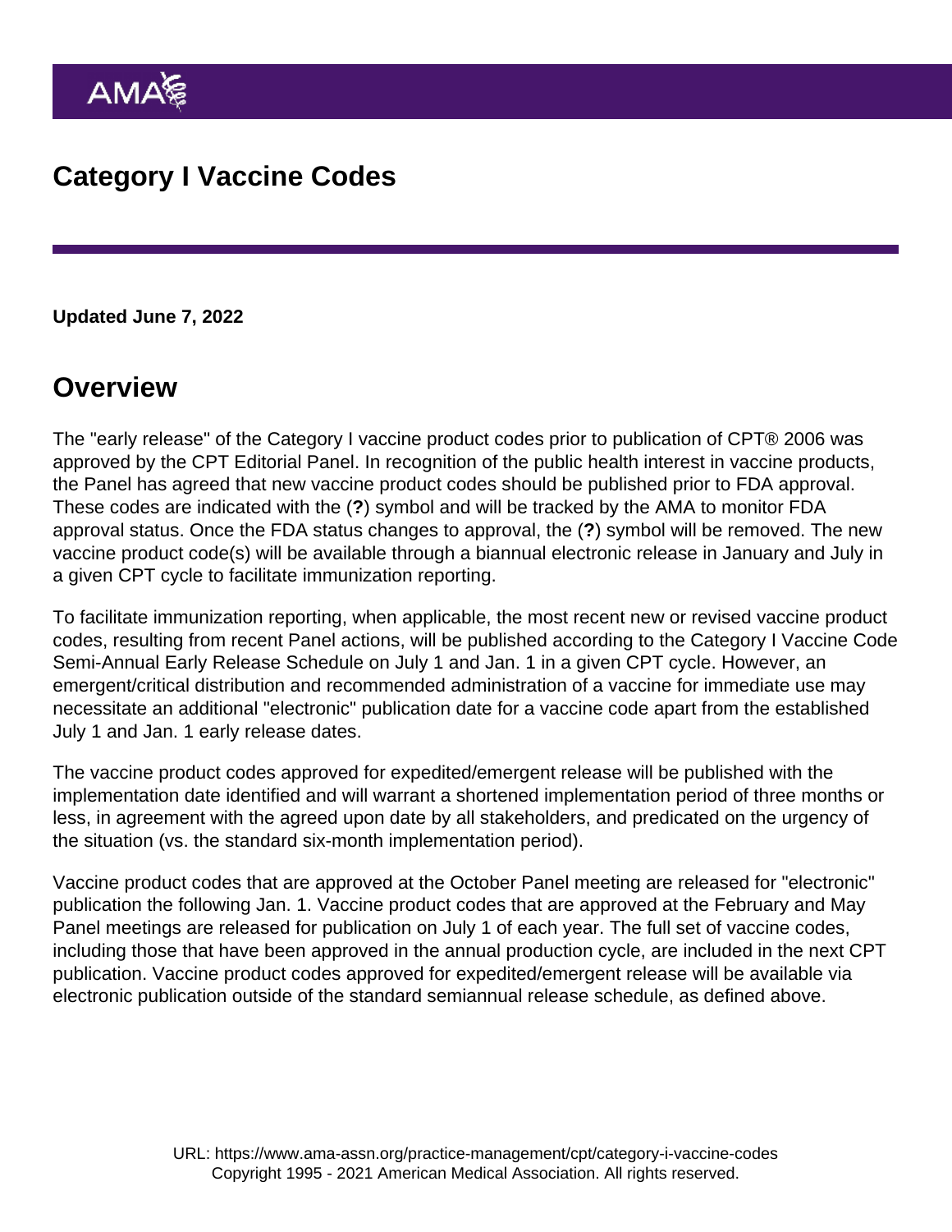# Category I Vaccine Codes

**Updated June 7, 2022**

## Overview

The "early release" of the Category I vaccine product codes prior to publication of CPT® 2006 was approved by the CPT Editorial Panel. In recognition of the public health interest in vaccine products, the Panel has agreed that new vaccine product codes should be published prior to FDA approval. These codes are indicated with the (**?**) symbol and will be tracked by the AMA to monitor FDA approval status. Once the FDA status changes to approval, the (**?**) symbol will be removed. The new vaccine product code(s) will be available through a biannual electronic release in January and July in a given CPT cycle to facilitate immunization reporting.

To facilitate immunization reporting, when applicable, the most recent new or revised vaccine product codes, resulting from recent Panel actions, will be published according to the Category I Vaccine Code Semi-Annual Early Release Schedule on July 1 and Jan. 1 in a given CPT cycle. However, an emergent/critical distribution and recommended administration of a vaccine for immediate use may necessitate an additional "electronic" publication date for a vaccine code apart from the established July 1 and Jan. 1 early release dates.

The vaccine product codes approved for expedited/emergent release will be published with the implementation date identified and will warrant a shortened implementation period of three months or less, in agreement with the agreed upon date by all stakeholders, and predicated on the urgency of the situation (vs. the standard six-month implementation period).

Vaccine product codes that are approved at the October Panel meeting are released for "electronic" publication the following Jan. 1. Vaccine product codes that are approved at the February and May Panel meetings are released for publication on July 1 of each year. The full set of vaccine codes, including those that have been approved in the annual production cycle, are included in the next CPT publication. Vaccine product codes approved for expedited/emergent release will be available via electronic publication outside of the standard semiannual release schedule, as defined above.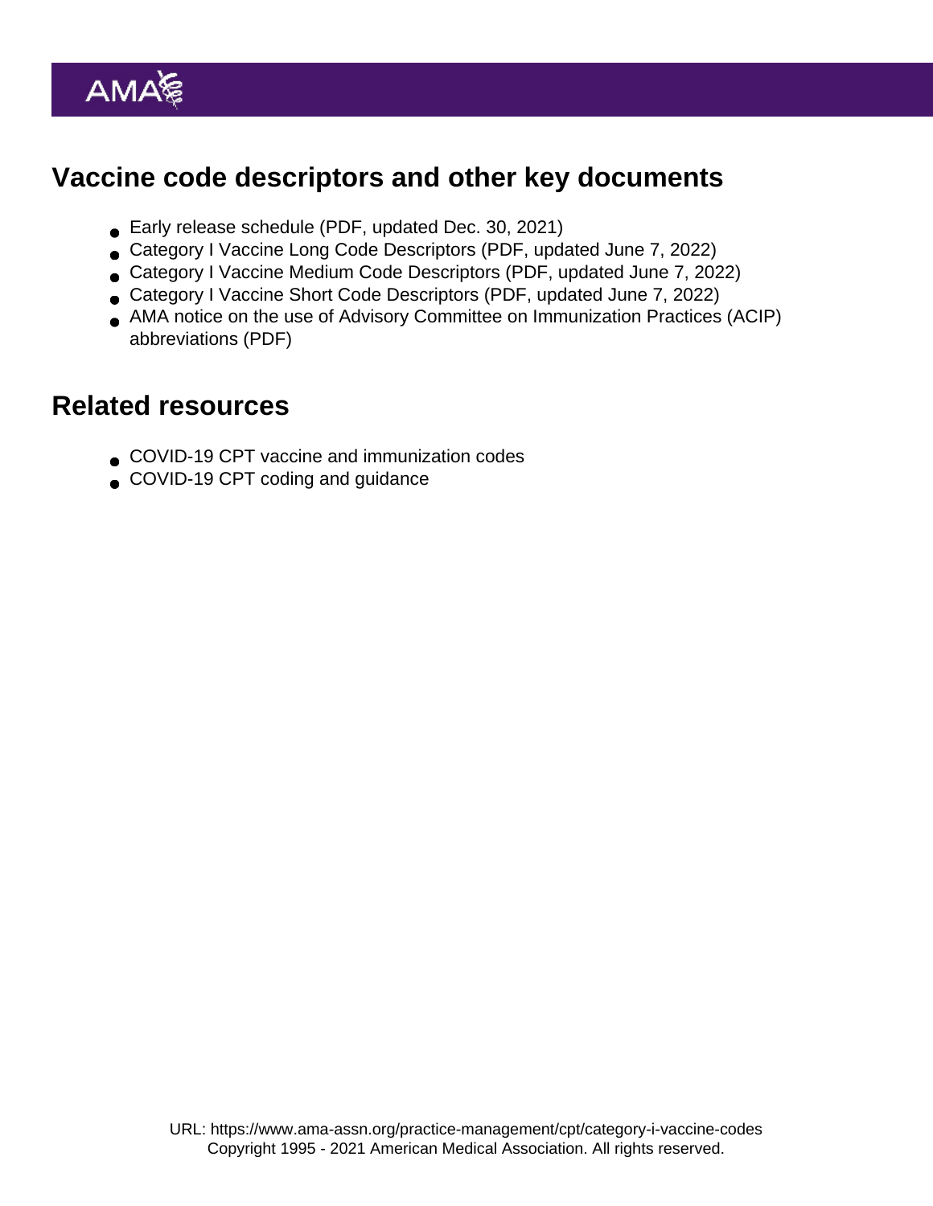## Vaccine code descriptors and other key documents

- Early release schedule (PDF, updated Dec. 30, 2021)
- Category I Vaccine Long Code Descriptors (PDF, updated June 7, 2022)
- Category I Vaccine Medium Code Descriptors (PDF, updated June 7, 2022)
- Category I Vaccine Short Code Descriptors (PDF, updated June 7, 2022)
- AMA notice on the use of Advisory Committee on Immunization Practices (ACIP) abbreviations (PDF)

## Related resources

- COVID-19 CPT vaccine and immunization codes
- COVID-19 CPT coding and guidance